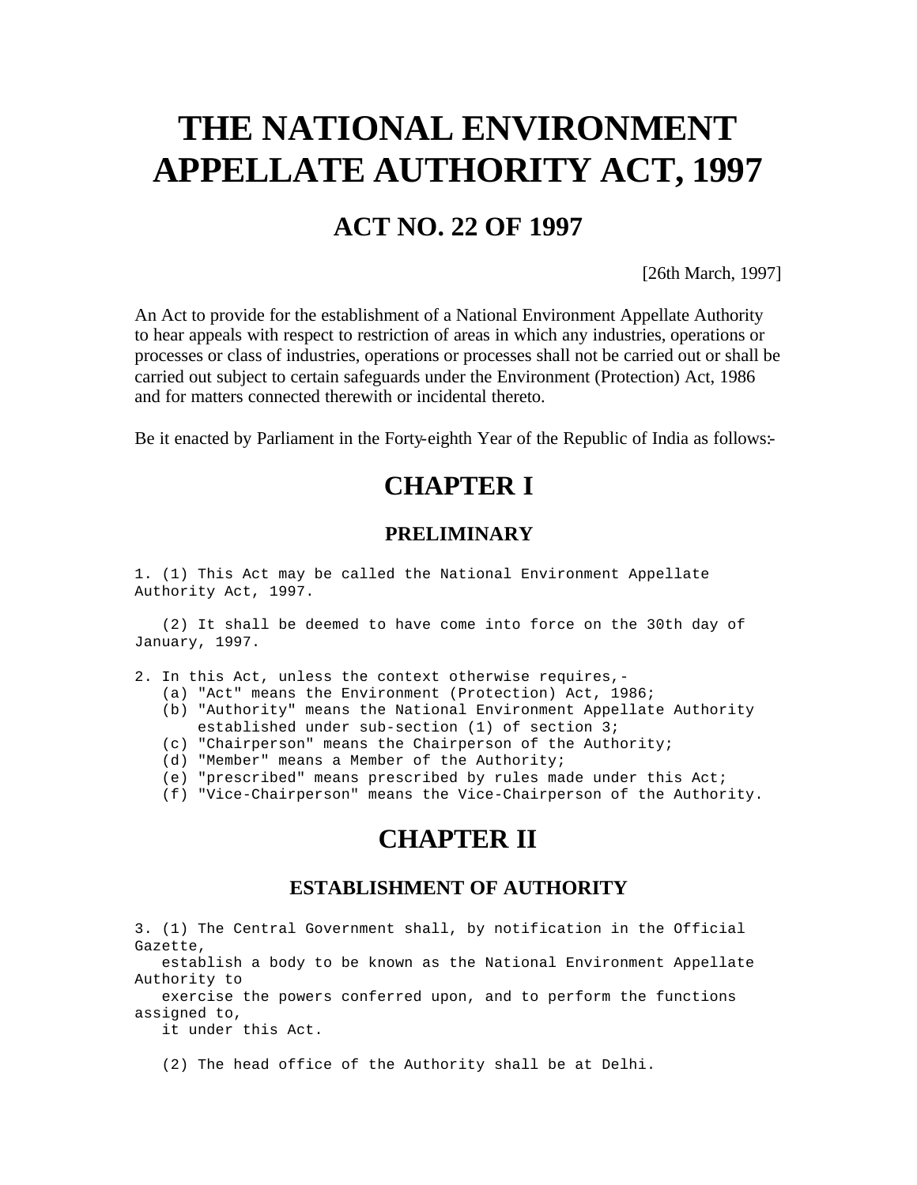# THE NATIONAL ENVIRONMENT APPELLATE AUTHORITY ACT, 1997

## ACT NO. 22 OF 1997

[26th March, 1997]

An Act to provide for the establishment of a National Environment Appellate Authority to hear appeals with respect to restriction of areas in which any industries, operations or processes or class of industries, operations or processes shall not be carried out or shall be carried out subject to certain safeguards under the Environment (Protection) Act, 1986 and for matters connected therewith or incidental thereto.

Be it enacted by Parliament in the Forty-eighth Year of the Republic of India as follows:-

## CHAPTER I

### PRELIMINARY

1. (1) This Act may be called the National Environment Appellate Authority Act, 1997.

(2) It shall be deemed to have come into force on the 30th day of January, 1997.

2. In this Act, unless the context otherwise requires,-
   (a) "Act" means the Environment (Protection) Act, 1986;
   (b) "Authority" means the National Environment Appellate Authority established under sub-section (1) of section 3;
   (c) "Chairperson" means the Chairperson of the Authority;
   (d) "Member" means a Member of the Authority;
   (e) "prescribed" means prescribed by rules made under this Act;
   (f) "Vice-Chairperson" means the Vice-Chairperson of the Authority.

## CHAPTER II

### ESTABLISHMENT OF AUTHORITY

3. (1) The Central Government shall, by notification in the Official Gazette, establish a body to be known as the National Environment Appellate Authority to exercise the powers conferred upon, and to perform the functions assigned to, it under this Act.

(2) The head office of the Authority shall be at Delhi.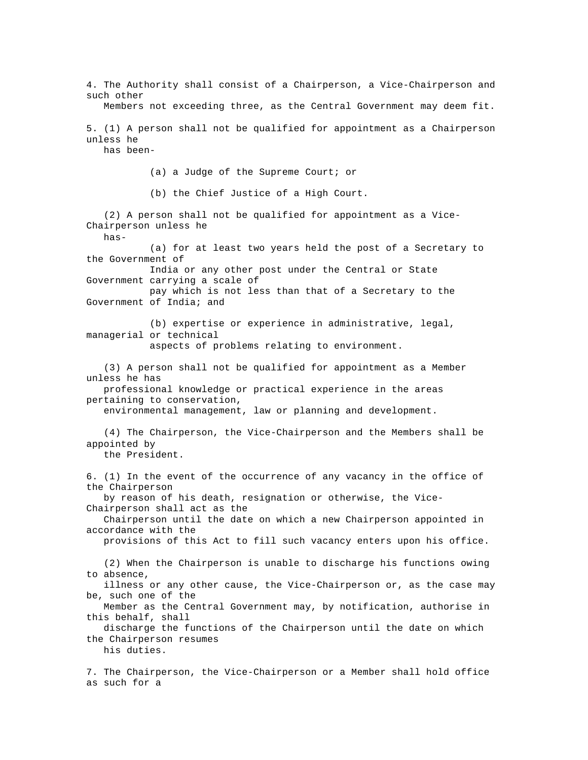4. The Authority shall consist of a Chairperson, a Vice-Chairperson and such other Members not exceeding three, as the Central Government may deem fit.

5. (1) A person shall not be qualified for appointment as a Chairperson unless he has been-

(a) a Judge of the Supreme Court; or

(b) the Chief Justice of a High Court.

(2) A person shall not be qualified for appointment as a Vice-Chairperson unless he has-

(a) for at least two years held the post of a Secretary to the Government of India or any other post under the Central or State Government carrying a scale of pay which is not less than that of a Secretary to the Government of India; and

(b) expertise or experience in administrative, legal, managerial or technical aspects of problems relating to environment.

(3) A person shall not be qualified for appointment as a Member unless he has professional knowledge or practical experience in the areas pertaining to conservation, environmental management, law or planning and development.

(4) The Chairperson, the Vice-Chairperson and the Members shall be appointed by the President.

6. (1) In the event of the occurrence of any vacancy in the office of the Chairperson by reason of his death, resignation or otherwise, the Vice-Chairperson shall act as the Chairperson until the date on which a new Chairperson appointed in accordance with the provisions of this Act to fill such vacancy enters upon his office.

(2) When the Chairperson is unable to discharge his functions owing to absence, illness or any other cause, the Vice-Chairperson or, as the case may be, such one of the Member as the Central Government may, by notification, authorise in this behalf, shall discharge the functions of the Chairperson until the date on which the Chairperson resumes his duties.

7. The Chairperson, the Vice-Chairperson or a Member shall hold office as such for a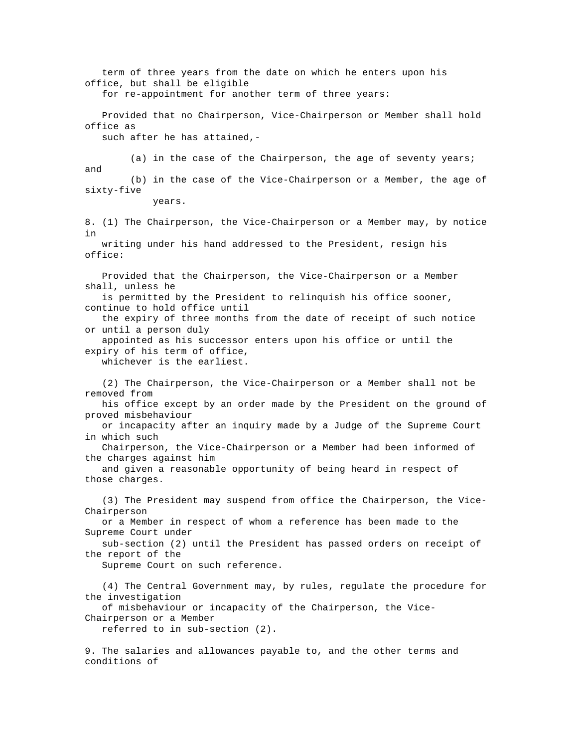term of three years from the date on which he enters upon his office, but shall be eligible for re-appointment for another term of three years:

Provided that no Chairperson, Vice-Chairperson or Member shall hold office as such after he has attained,-

(a) in the case of the Chairperson, the age of seventy years; and

(b) in the case of the Vice-Chairperson or a Member, the age of sixty-five years.

8. (1) The Chairperson, the Vice-Chairperson or a Member may, by notice in writing under his hand addressed to the President, resign his office:

Provided that the Chairperson, the Vice-Chairperson or a Member shall, unless he is permitted by the President to relinquish his office sooner, continue to hold office until the expiry of three months from the date of receipt of such notice or until a person duly appointed as his successor enters upon his office or until the expiry of his term of office, whichever is the earliest.

(2) The Chairperson, the Vice-Chairperson or a Member shall not be removed from his office except by an order made by the President on the ground of proved misbehaviour or incapacity after an inquiry made by a Judge of the Supreme Court in which such Chairperson, the Vice-Chairperson or a Member had been informed of the charges against him and given a reasonable opportunity of being heard in respect of those charges.

(3) The President may suspend from office the Chairperson, the Vice-Chairperson or a Member in respect of whom a reference has been made to the Supreme Court under sub-section (2) until the President has passed orders on receipt of the report of the Supreme Court on such reference.

(4) The Central Government may, by rules, regulate the procedure for the investigation of misbehaviour or incapacity of the Chairperson, the Vice-Chairperson or a Member referred to in sub-section (2).

9. The salaries and allowances payable to, and the other terms and conditions of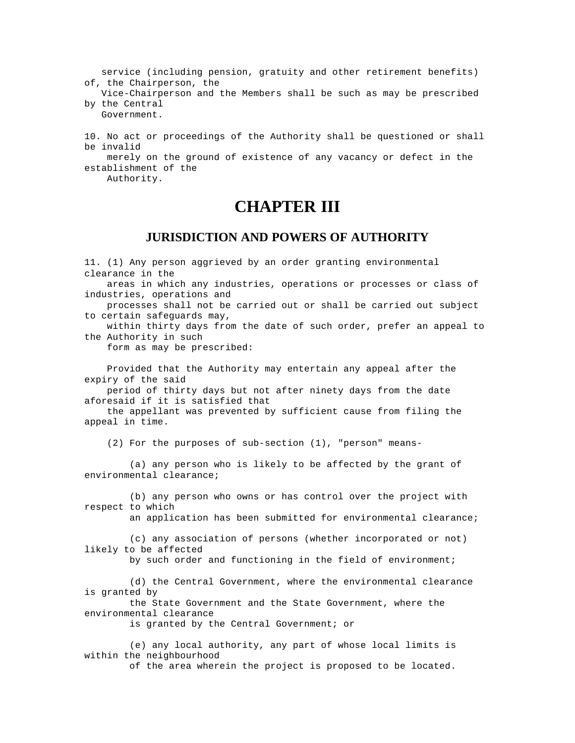service (including pension, gratuity and other retirement benefits) of, the Chairperson, the Vice-Chairperson and the Members shall be such as may be prescribed by the Central Government.

10. No act or proceedings of the Authority shall be questioned or shall be invalid merely on the ground of existence of any vacancy or defect in the establishment of the Authority.

# CHAPTER III

## JURISDICTION AND POWERS OF AUTHORITY

11. (1) Any person aggrieved by an order granting environmental clearance in the areas in which any industries, operations or processes or class of industries, operations and processes shall not be carried out or shall be carried out subject to certain safeguards may, within thirty days from the date of such order, prefer an appeal to the Authority in such form as may be prescribed:

Provided that the Authority may entertain any appeal after the expiry of the said period of thirty days but not after ninety days from the date aforesaid if it is satisfied that the appellant was prevented by sufficient cause from filing the appeal in time.

(2) For the purposes of sub-section (1), "person" means-

(a) any person who is likely to be affected by the grant of environmental clearance;

(b) any person who owns or has control over the project with respect to which an application has been submitted for environmental clearance;

(c) any association of persons (whether incorporated or not) likely to be affected by such order and functioning in the field of environment;

(d) the Central Government, where the environmental clearance is granted by the State Government and the State Government, where the environmental clearance is granted by the Central Government; or

(e) any local authority, any part of whose local limits is within the neighbourhood of the area wherein the project is proposed to be located.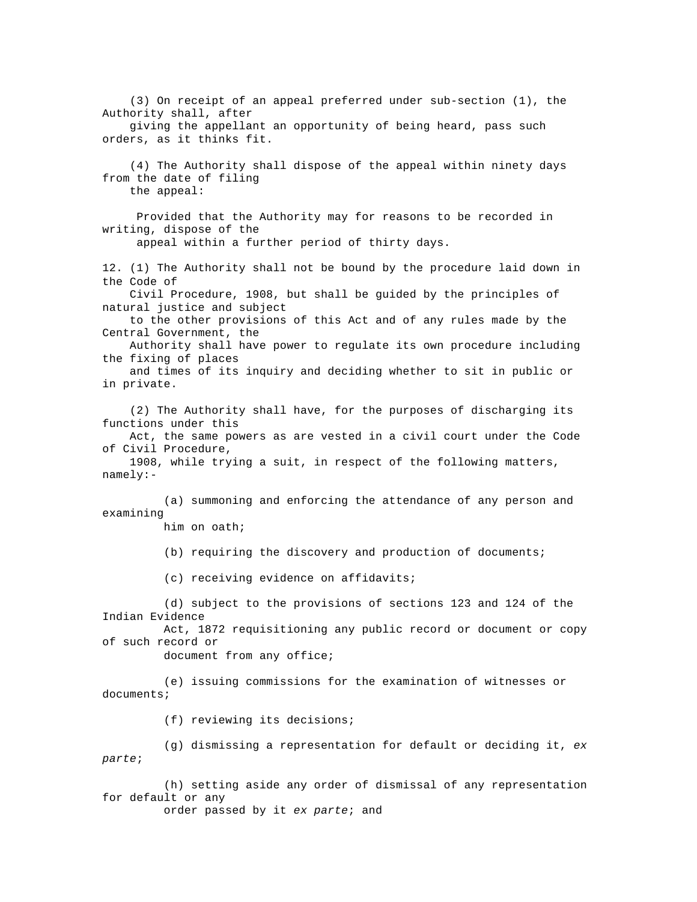(3) On receipt of an appeal preferred under sub-section (1), the Authority shall, after giving the appellant an opportunity of being heard, pass such orders, as it thinks fit.

(4) The Authority shall dispose of the appeal within ninety days from the date of filing the appeal:

Provided that the Authority may for reasons to be recorded in writing, dispose of the appeal within a further period of thirty days.

12. (1) The Authority shall not be bound by the procedure laid down in the Code of Civil Procedure, 1908, but shall be guided by the principles of natural justice and subject to the other provisions of this Act and of any rules made by the Central Government, the Authority shall have power to regulate its own procedure including the fixing of places and times of its inquiry and deciding whether to sit in public or in private.

(2) The Authority shall have, for the purposes of discharging its functions under this Act, the same powers as are vested in a civil court under the Code of Civil Procedure, 1908, while trying a suit, in respect of the following matters, namely:-

(a) summoning and enforcing the attendance of any person and examining him on oath;

(b) requiring the discovery and production of documents;

(c) receiving evidence on affidavits;

(d) subject to the provisions of sections 123 and 124 of the Indian Evidence Act, 1872 requisitioning any public record or document or copy of such record or document from any office;

(e) issuing commissions for the examination of witnesses or documents;

(f) reviewing its decisions;

(g) dismissing a representation for default or deciding it, *ex parte*;

(h) setting aside any order of dismissal of any representation for default or any order passed by it *ex parte*; and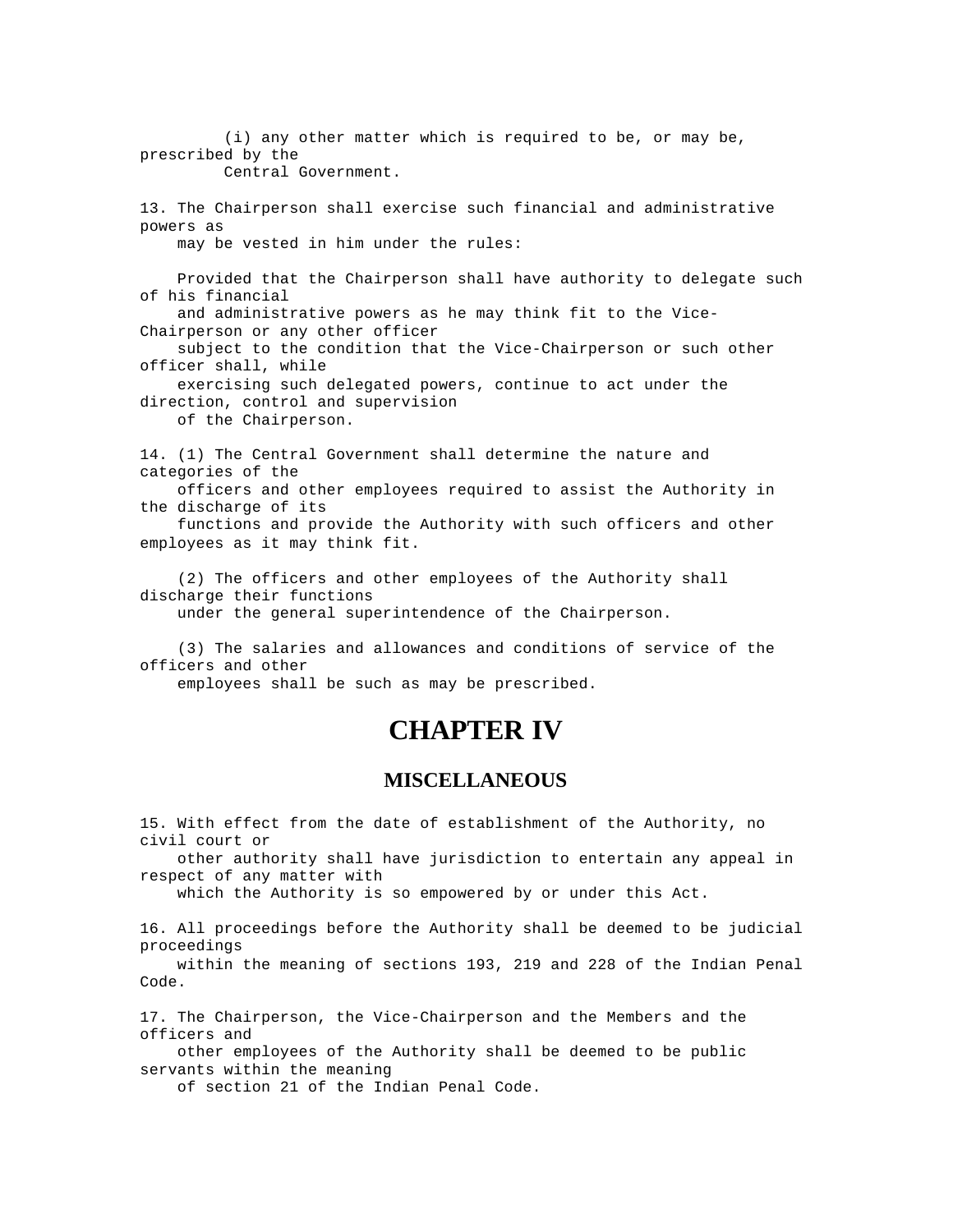(i) any other matter which is required to be, or may be, prescribed by the Central Government.

13. The Chairperson shall exercise such financial and administrative powers as may be vested in him under the rules:

Provided that the Chairperson shall have authority to delegate such of his financial and administrative powers as he may think fit to the Vice-Chairperson or any other officer subject to the condition that the Vice-Chairperson or such other officer shall, while exercising such delegated powers, continue to act under the direction, control and supervision of the Chairperson.

14. (1) The Central Government shall determine the nature and categories of the officers and other employees required to assist the Authority in the discharge of its functions and provide the Authority with such officers and other employees as it may think fit.

(2) The officers and other employees of the Authority shall discharge their functions under the general superintendence of the Chairperson.

(3) The salaries and allowances and conditions of service of the officers and other employees shall be such as may be prescribed.

# CHAPTER IV

## MISCELLANEOUS

15. With effect from the date of establishment of the Authority, no civil court or other authority shall have jurisdiction to entertain any appeal in respect of any matter with which the Authority is so empowered by or under this Act.

16. All proceedings before the Authority shall be deemed to be judicial proceedings within the meaning of sections 193, 219 and 228 of the Indian Penal Code.

17. The Chairperson, the Vice-Chairperson and the Members and the officers and other employees of the Authority shall be deemed to be public servants within the meaning of section 21 of the Indian Penal Code.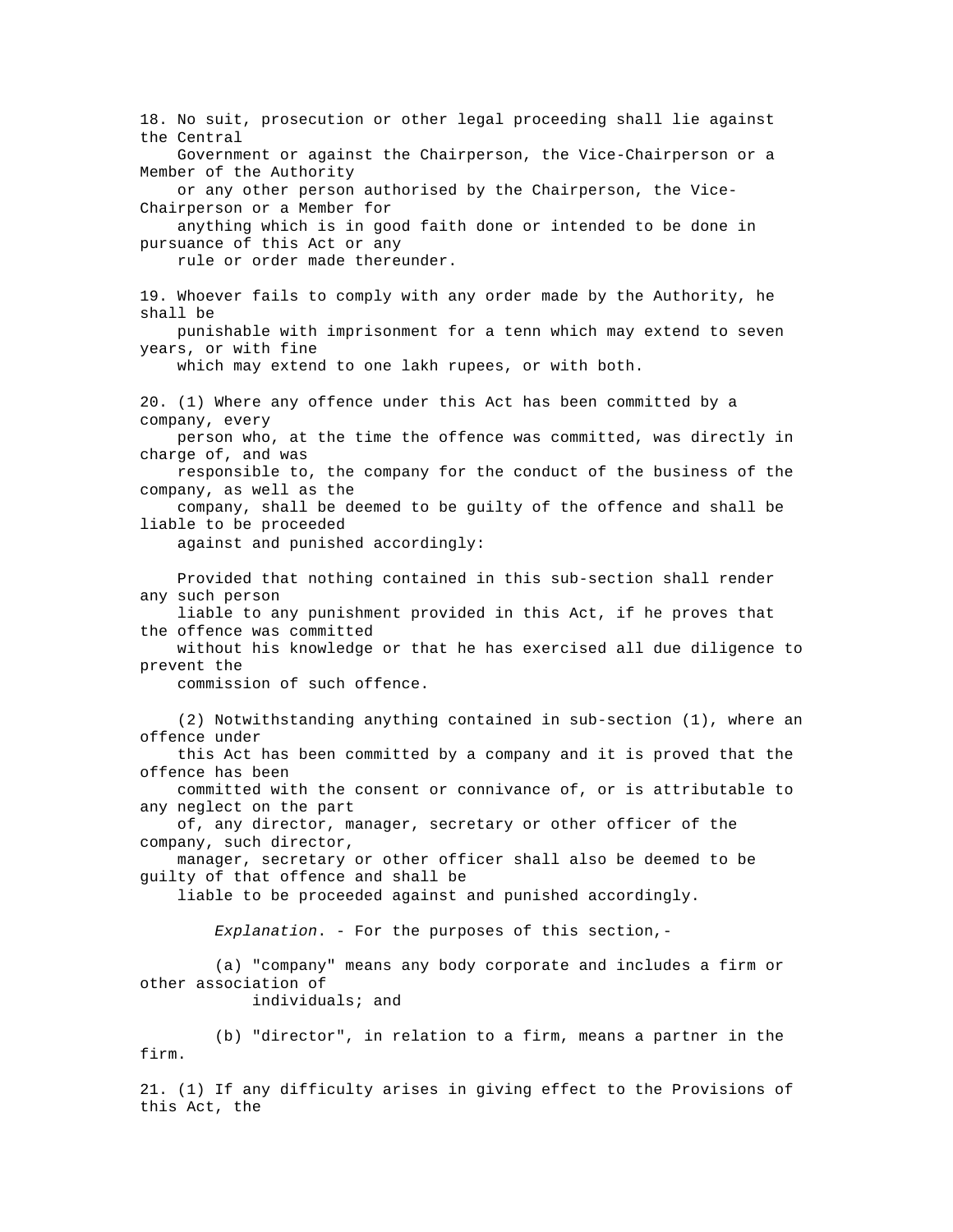18. No suit, prosecution or other legal proceeding shall lie against the Central Government or against the Chairperson, the Vice-Chairperson or a Member of the Authority or any other person authorised by the Chairperson, the Vice-Chairperson or a Member for anything which is in good faith done or intended to be done in pursuance of this Act or any rule or order made thereunder.

19. Whoever fails to comply with any order made by the Authority, he shall be punishable with imprisonment for a tenn which may extend to seven years, or with fine which may extend to one lakh rupees, or with both.

20. (1) Where any offence under this Act has been committed by a company, every person who, at the time the offence was committed, was directly in charge of, and was responsible to, the company for the conduct of the business of the company, as well as the company, shall be deemed to be guilty of the offence and shall be liable to be proceeded against and punished accordingly:

Provided that nothing contained in this sub-section shall render any such person liable to any punishment provided in this Act, if he proves that the offence was committed without his knowledge or that he has exercised all due diligence to prevent the commission of such offence.

(2) Notwithstanding anything contained in sub-section (1), where an offence under this Act has been committed by a company and it is proved that the offence has been committed with the consent or connivance of, or is attributable to any neglect on the part of, any director, manager, secretary or other officer of the company, such director, manager, secretary or other officer shall also be deemed to be guilty of that offence and shall be liable to be proceeded against and punished accordingly.

*Explanation*. - For the purposes of this section,-

(a) "company" means any body corporate and includes a firm or other association of individuals; and

(b) "director", in relation to a firm, means a partner in the firm.

21. (1) If any difficulty arises in giving effect to the Provisions of this Act, the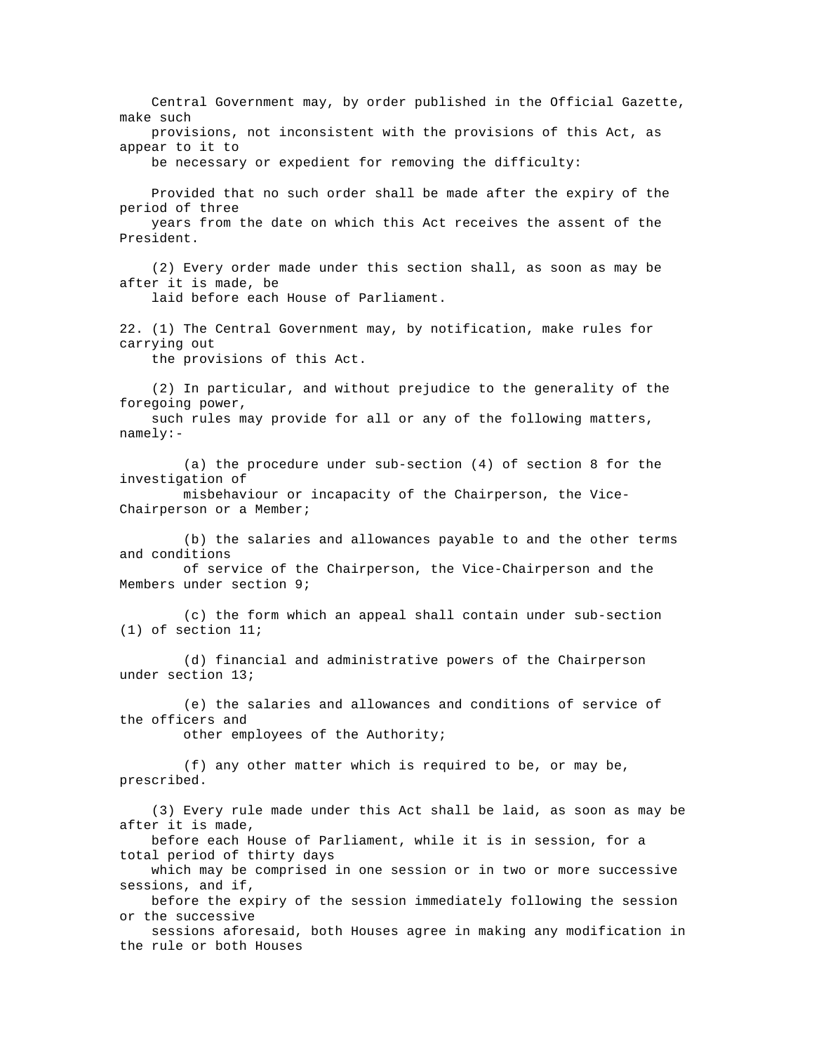Central Government may, by order published in the Official Gazette, make such provisions, not inconsistent with the provisions of this Act, as appear to it to be necessary or expedient for removing the difficulty:

Provided that no such order shall be made after the expiry of the period of three years from the date on which this Act receives the assent of the President.

(2) Every order made under this section shall, as soon as may be after it is made, be laid before each House of Parliament.

22. (1) The Central Government may, by notification, make rules for carrying out the provisions of this Act.

(2) In particular, and without prejudice to the generality of the foregoing power, such rules may provide for all or any of the following matters, namely:-

(a) the procedure under sub-section (4) of section 8 for the investigation of misbehaviour or incapacity of the Chairperson, the Vice-Chairperson or a Member;

(b) the salaries and allowances payable to and the other terms and conditions of service of the Chairperson, the Vice-Chairperson and the Members under section 9;

(c) the form which an appeal shall contain under sub-section (1) of section 11;

(d) financial and administrative powers of the Chairperson under section 13;

(e) the salaries and allowances and conditions of service of the officers and other employees of the Authority;

(f) any other matter which is required to be, or may be, prescribed.

(3) Every rule made under this Act shall be laid, as soon as may be after it is made, before each House of Parliament, while it is in session, for a total period of thirty days which may be comprised in one session or in two or more successive sessions, and if, before the expiry of the session immediately following the session or the successive sessions aforesaid, both Houses agree in making any modification in the rule or both Houses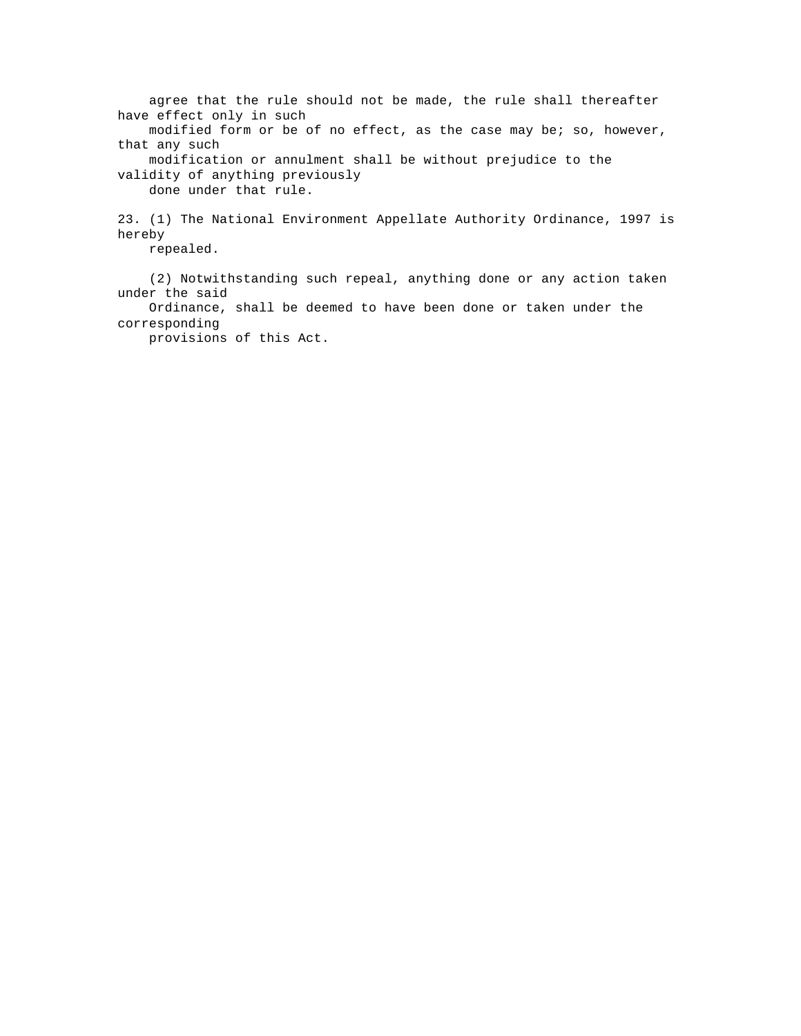agree that the rule should not be made, the rule shall thereafter have effect only in such modified form or be of no effect, as the case may be; so, however, that any such modification or annulment shall be without prejudice to the validity of anything previously done under that rule.

23. (1) The National Environment Appellate Authority Ordinance, 1997 is hereby repealed.

(2) Notwithstanding such repeal, anything done or any action taken under the said Ordinance, shall be deemed to have been done or taken under the corresponding provisions of this Act.